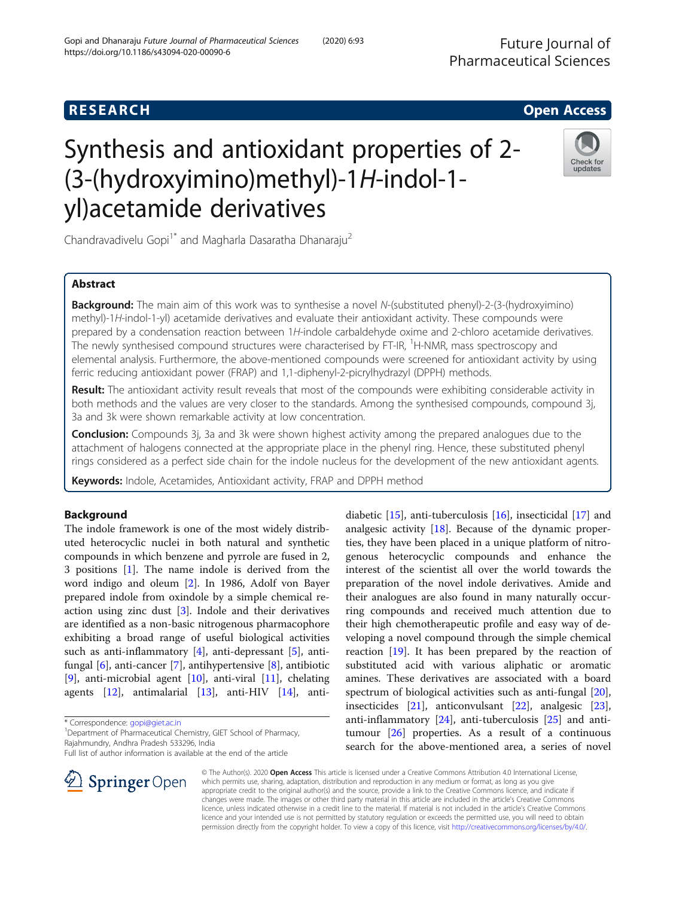RESEARCH | Open Access

# Synthesis and antioxidant properties of 2-(3-(hydroxyimino)methyl)-1*H*-indol-1-yl)acetamide derivatives

Chandravadivelu Gopi[1*] and Magharla Dasaratha Dhanaraju[2]

## Abstract

**Background:** The main aim of this work was to synthesise a novel *N*-(substituted phenyl)-2-(3-(hydroxyimino) methyl)-1*H*-indol-1-yl) acetamide derivatives and evaluate their antioxidant activity. These compounds were prepared by a condensation reaction between 1*H*-indole carbaldehyde oxime and 2-chloro acetamide derivatives. The newly synthesised compound structures were characterised by FT-IR, $^{1}$H-NMR, mass spectroscopy and elemental analysis. Furthermore, the above-mentioned compounds were screened for antioxidant activity by using ferric reducing antioxidant power (FRAP) and 1,1-diphenyl-2-picrylhydrazyl (DPPH) methods.

**Result:** The antioxidant activity result reveals that most of the compounds were exhibiting considerable activity in both methods and the values are very closer to the standards. Among the synthesised compounds, compound 3j, 3a and 3k were shown remarkable activity at low concentration.

**Conclusion:** Compounds 3j, 3a and 3k were shown highest activity among the prepared analogues due to the attachment of halogens connected at the appropriate place in the phenyl ring. Hence, these substituted phenyl rings considered as a perfect side chain for the indole nucleus for the development of the new antioxidant agents.

**Keywords:** Indole, Acetamides, Antioxidant activity, FRAP and DPPH method

## Background

The indole framework is one of the most widely distributed heterocyclic nuclei in both natural and synthetic compounds in which benzene and pyrrole are fused in 2, 3 positions [1]. The name indole is derived from the word indigo and oleum [2]. In 1986, Adolf von Bayer prepared indole from oxindole by a simple chemical reaction using zinc dust [3]. Indole and their derivatives are identified as a non-basic nitrogenous pharmacophore exhibiting a broad range of useful biological activities such as anti-inflammatory [4], anti-depressant [5], anti-fungal [6], anti-cancer [7], antihypertensive [8], antibiotic [9], anti-microbial agent [10], anti-viral [11], chelating agents [12], antimalarial [13], anti-HIV [14], anti-diabetic [15], anti-tuberculosis [16], insecticidal [17] and analgesic activity [18]. Because of the dynamic properties, they have been placed in a unique platform of nitrogenous heterocyclic compounds and enhance the interest of the scientist all over the world towards the preparation of the novel indole derivatives. Amide and their analogues are also found in many naturally occurring compounds and received much attention due to their high chemotherapeutic profile and easy way of developing a novel compound through the simple chemical reaction [19]. It has been prepared by the reaction of substituted acid with various aliphatic or aromatic amines. These derivatives are associated with a board spectrum of biological activities such as anti-fungal [20], insecticides [21], anticonvulsant [22], analgesic [23], anti-inflammatory [24], anti-tuberculosis [25] and anti-tumour [26] properties. As a result of a continuous search for the above-mentioned area, a series of novel

\* Correspondence: gopi@giet.ac.in
[1]Department of Pharmaceutical Chemistry, GIET School of Pharmacy, Rajahmundry, Andhra Pradesh 533296, India
Full list of author information is available at the end of the article

© The Author(s). 2020 **Open Access** This article is licensed under a Creative Commons Attribution 4.0 International License, which permits use, sharing, adaptation, distribution and reproduction in any medium or format, as long as you give appropriate credit to the original author(s) and the source, provide a link to the Creative Commons licence, and indicate if changes were made. The images or other third party material in this article are included in the article's Creative Commons licence, unless indicated otherwise in a credit line to the material. If material is not included in the article's Creative Commons licence and your intended use is not permitted by statutory regulation or exceeds the permitted use, you will need to obtain permission directly from the copyright holder. To view a copy of this licence, visit http://creativecommons.org/licenses/by/4.0/.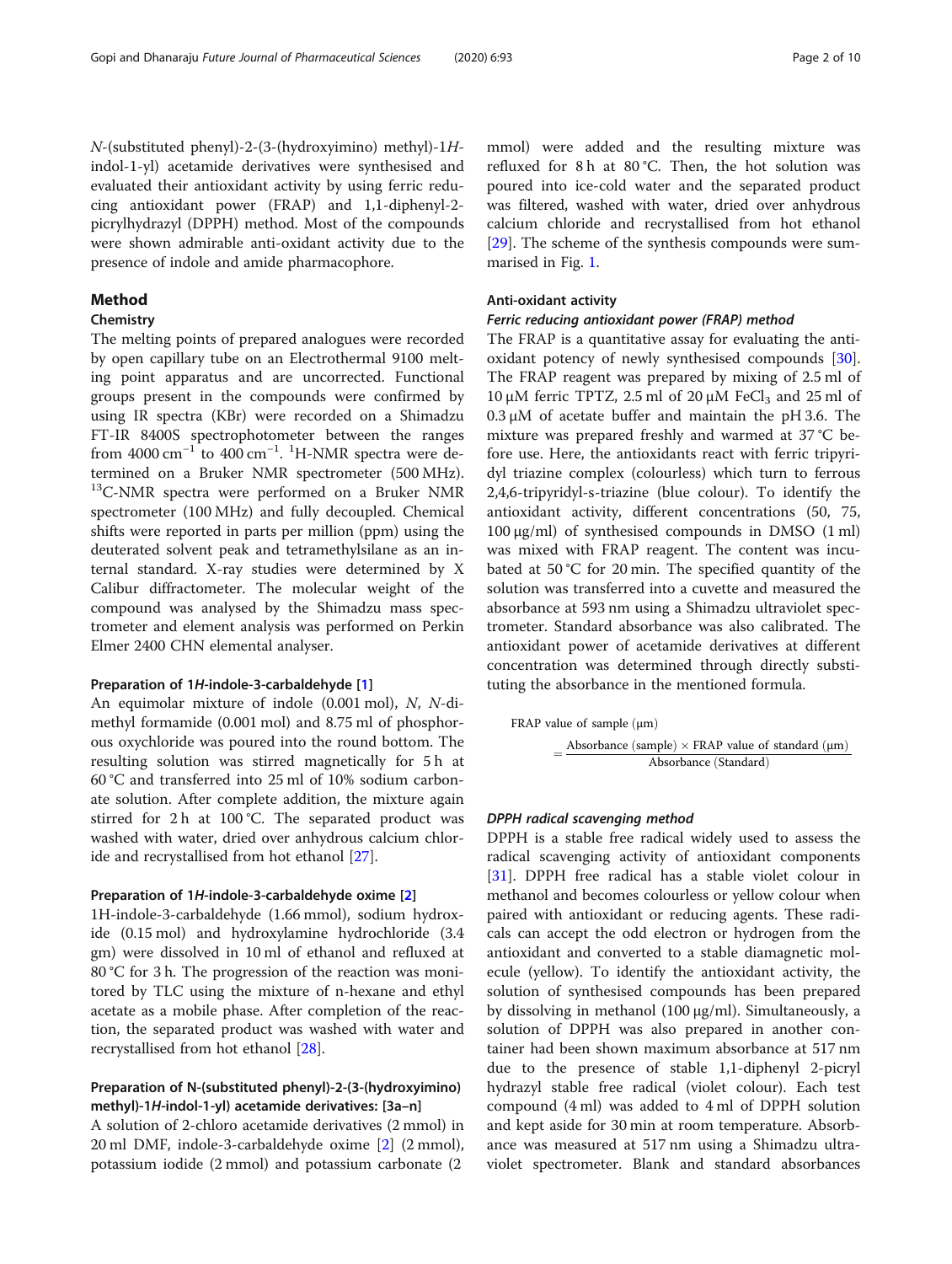N-(substituted phenyl)-2-(3-(hydroxyimino) methyl)-1*H*-indol-1-yl) acetamide derivatives were synthesised and evaluated their antioxidant activity by using ferric reducing antioxidant power (FRAP) and 1,1-diphenyl-2-picrylhydrazyl (DPPH) method. Most of the compounds were shown admirable anti-oxidant activity due to the presence of indole and amide pharmacophore.

## Method

### Chemistry

The melting points of prepared analogues were recorded by open capillary tube on an Electrothermal 9100 melting point apparatus and are uncorrected. Functional groups present in the compounds were confirmed by using IR spectra (KBr) were recorded on a Shimadzu FT-IR 8400S spectrophotometer between the ranges from 4000 $cm^{-1}$ to 400 $cm^{-1}$. $^{1}$H-NMR spectra were determined on a Bruker NMR spectrometer (500 MHz). $^{13}$C-NMR spectra were performed on a Bruker NMR spectrometer (100 MHz) and fully decoupled. Chemical shifts were reported in parts per million (ppm) using the deuterated solvent peak and tetramethylsilane as an internal standard. X-ray studies were determined by X Calibur diffractometer. The molecular weight of the compound was analysed by the Shimadzu mass spectrometer and element analysis was performed on Perkin Elmer 2400 CHN elemental analyser.

#### Preparation of 1*H*-indole-3-carbaldehyde [1]

An equimolar mixture of indole (0.001 mol), *N*, *N*-dimethyl formamide (0.001 mol) and 8.75 ml of phosphorous oxychloride was poured into the round bottom. The resulting solution was stirred magnetically for 5 h at 60 °C and transferred into 25 ml of 10% sodium carbonate solution. After complete addition, the mixture again stirred for 2 h at 100 °C. The separated product was washed with water, dried over anhydrous calcium chloride and recrystallised from hot ethanol [27].

#### Preparation of 1*H*-indole-3-carbaldehyde oxime [2]

1H-indole-3-carbaldehyde (1.66 mmol), sodium hydroxide (0.15 mol) and hydroxylamine hydrochloride (3.4 gm) were dissolved in 10 ml of ethanol and refluxed at 80 °C for 3 h. The progression of the reaction was monitored by TLC using the mixture of n-hexane and ethyl acetate as a mobile phase. After completion of the reaction, the separated product was washed with water and recrystallised from hot ethanol [28].

#### Preparation of N-(substituted phenyl)-2-(3-(hydroxyimino) methyl)-1*H*-indol-1-yl) acetamide derivatives: [3a–n]

A solution of 2-chloro acetamide derivatives (2 mmol) in 20 ml DMF, indole-3-carbaldehyde oxime [2] (2 mmol), potassium iodide (2 mmol) and potassium carbonate (2 mmol) were added and the resulting mixture was refluxed for 8 h at 80 °C. Then, the hot solution was poured into ice-cold water and the separated product was filtered, washed with water, dried over anhydrous calcium chloride and recrystallised from hot ethanol [29]. The scheme of the synthesis compounds were summarised in Fig. 1.

### Anti-oxidant activity

#### *Ferric reducing antioxidant power (FRAP) method*

The FRAP is a quantitative assay for evaluating the antioxidant potency of newly synthesised compounds [30]. The FRAP reagent was prepared by mixing of 2.5 ml of 10 μM ferric TPTZ, 2.5 ml of 20 μM $FeCl_3$ and 25 ml of 0.3 μM of acetate buffer and maintain the pH 3.6. The mixture was prepared freshly and warmed at 37 °C before use. Here, the antioxidants react with ferric tripyridyl triazine complex (colourless) which turn to ferrous 2,4,6-tripyridyl-s-triazine (blue colour). To identify the antioxidant activity, different concentrations (50, 75, 100 μg/ml) of synthesised compounds in DMSO (1 ml) was mixed with FRAP reagent. The content was incubated at 50 °C for 20 min. The specified quantity of the solution was transferred into a cuvette and measured the absorbance at 593 nm using a Shimadzu ultraviolet spectrometer. Standard absorbance was also calibrated. The antioxidant power of acetamide derivatives at different concentration was determined through directly substituting the absorbance in the mentioned formula.

$$\text{FRAP value of sample } (\mu m) = \frac{\text{Absorbance (sample)} \times \text{FRAP value of standard } (\mu m)}{\text{Absorbance (Standard)}}$$

#### *DPPH radical scavenging method*

DPPH is a stable free radical widely used to assess the radical scavenging activity of antioxidant components [31]. DPPH free radical has a stable violet colour in methanol and becomes colourless or yellow colour when paired with antioxidant or reducing agents. These radicals can accept the odd electron or hydrogen from the antioxidant and converted to a stable diamagnetic molecule (yellow). To identify the antioxidant activity, the solution of synthesised compounds has been prepared by dissolving in methanol (100 μg/ml). Simultaneously, a solution of DPPH was also prepared in another container had been shown maximum absorbance at 517 nm due to the presence of stable 1,1-diphenyl 2-picryl hydrazyl stable free radical (violet colour). Each test compound (4 ml) was added to 4 ml of DPPH solution and kept aside for 30 min at room temperature. Absorbance was measured at 517 nm using a Shimadzu ultraviolet spectrometer. Blank and standard absorbances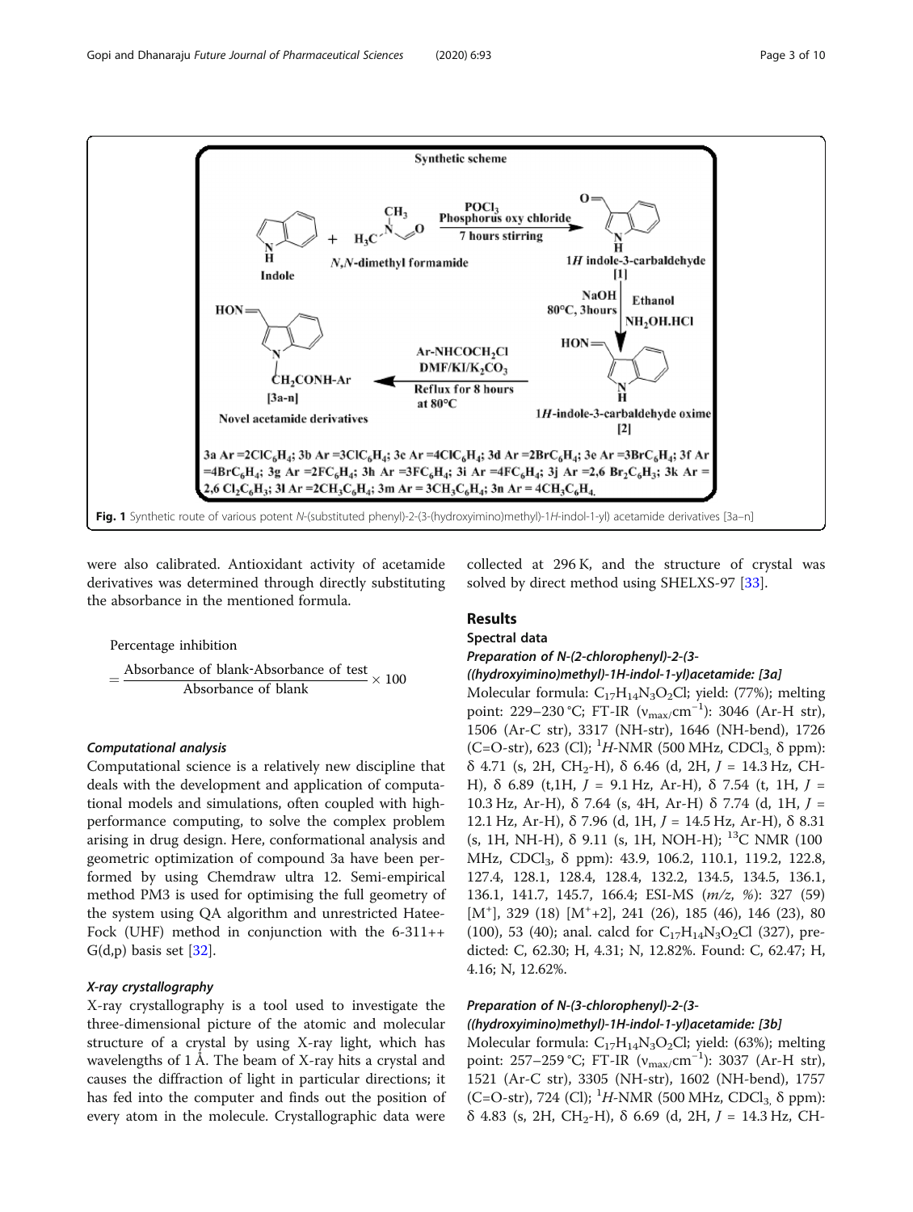Fig. 1 Synthetic route of various potent *N*-(substituted phenyl)-2-(3-(hydroxyimino)methyl)-1*H*-indol-1-yl) acetamide derivatives [3a–n]

were also calibrated. Antioxidant activity of acetamide derivatives was determined through directly substituting the absorbance in the mentioned formula.

$$\text{Percentage inhibition} = \frac{\text{Absorbance of blank-Absorbance of test}}{\text{Absorbance of blank}} \times 100$$

#### Computational analysis

Computational science is a relatively new discipline that deals with the development and application of computational models and simulations, often coupled with high-performance computing, to solve the complex problem arising in drug design. Here, conformational analysis and geometric optimization of compound 3a have been performed by using Chemdraw ultra 12. Semi-empirical method PM3 is used for optimising the full geometry of the system using QA algorithm and unrestricted Hatee-Fock (UHF) method in conjunction with the 6-311++ G(d,p) basis set [32].

#### X-ray crystallography

X-ray crystallography is a tool used to investigate the three-dimensional picture of the atomic and molecular structure of a crystal by using X-ray light, which has wavelengths of 1 Å. The beam of X-ray hits a crystal and causes the diffraction of light in particular directions; it has fed into the computer and finds out the position of every atom in the molecule. Crystallographic data were collected at 296 K, and the structure of crystal was solved by direct method using SHELXS-97 [33].

## Results

### Spectral data

#### Preparation of N-(2-chlorophenyl)-2-(3-((hydroxyimino)methyl)-1H-indol-1-yl)acetamide: [3a]

Molecular formula: $C_{17}H_{14}N_3O_2Cl$; yield: (77%); melting point: 229–230 °C; FT-IR ($\nu_{max}$/cm$^{-1}$): 3046 (Ar-H str), 1506 (Ar-C str), 3317 (NH-str), 1646 (NH-bend), 1726 (C=O-str), 623 (Cl); $^1H$-NMR (500 MHz, $CDCl_3$, δ ppm): δ 4.71 (s, 2H, $CH_2$-H), δ 6.46 (d, 2H, $J$ = 14.3 Hz, CH-H), δ 6.89 (t,1H, $J$ = 9.1 Hz, Ar-H), δ 7.54 (t, 1H, $J$ = 10.3 Hz, Ar-H), δ 7.64 (s, 4H, Ar-H) δ 7.74 (d, 1H, $J$ = 12.1 Hz, Ar-H), δ 7.96 (d, 1H, $J$ = 14.5 Hz, Ar-H), δ 8.31 (s, 1H, NH-H), δ 9.11 (s, 1H, NOH-H); $^{13}$C NMR (100 MHz, $CDCl_3$, δ ppm): 43.9, 106.2, 110.1, 119.2, 122.8, 127.4, 128.1, 128.4, 128.4, 132.2, 134.5, 134.5, 136.1, 136.1, 141.7, 145.7, 166.4; ESI-MS (*m/z*, %): 327 (59) [$M^+$], 329 (18) [$M^+$+2], 241 (26), 185 (46), 146 (23), 80 (100), 53 (40); anal. calcd for $C_{17}H_{14}N_3O_2Cl$ (327), predicted: C, 62.30; H, 4.31; N, 12.82%. Found: C, 62.47; H, 4.16; N, 12.62%.

#### Preparation of N-(3-chlorophenyl)-2-(3-((hydroxyimino)methyl)-1H-indol-1-yl)acetamide: [3b]

Molecular formula: $C_{17}H_{14}N_3O_2Cl$; yield: (63%); melting point: 257–259 °C; FT-IR ($\nu_{max}$/cm$^{-1}$): 3037 (Ar-H str), 1521 (Ar-C str), 3305 (NH-str), 1602 (NH-bend), 1757 (C=O-str), 724 (Cl); $^1H$-NMR (500 MHz, $CDCl_3$, δ ppm): δ 4.83 (s, 2H, $CH_2$-H), δ 6.69 (d, 2H, $J$ = 14.3 Hz, CH-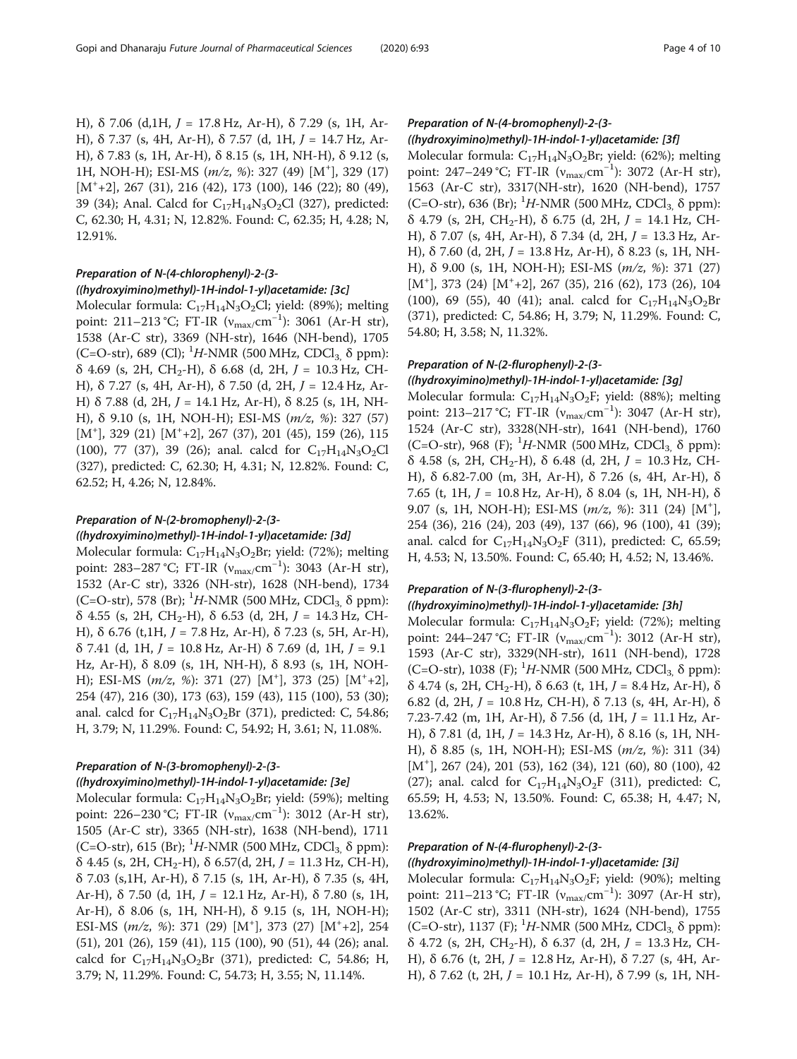H), δ 7.06 (d,1H, *J* = 17.8 Hz, Ar-H), δ 7.29 (s, 1H, Ar-H), δ 7.37 (s, 4H, Ar-H), δ 7.57 (d, 1H, *J* = 14.7 Hz, Ar-H), δ 7.83 (s, 1H, Ar-H), δ 8.15 (s, 1H, NH-H), δ 9.12 (s, 1H, NOH-H); ESI-MS (*m/z*, %): 327 (49) [$M^+$], 329 (17) [$M^+$+2], 267 (31), 216 (42), 173 (100), 146 (22); 80 (49), 39 (34); Anal. Calcd for $C_{17}H_{14}N_3O_2Cl$ (327), predicted: C, 62.30; H, 4.31; N, 12.82%. Found: C, 62.35; H, 4.28; N, 12.91%.

### *Preparation of N-(4-chlorophenyl)-2-(3-((hydroxyimino)methyl)-1H-indol-1-yl)acetamide: [3c]*

Molecular formula: $C_{17}H_{14}N_3O_2Cl$; yield: (89%); melting point: 211–213 °C; FT-IR ($\nu_{max}$/cm$^{-1}$): 3061 (Ar-H str), 1538 (Ar-C str), 3369 (NH-str), 1646 (NH-bend), 1705 (C=O-str), 689 (Cl); $^1H$-NMR (500 MHz, $CDCl_3$, δ ppm): δ 4.69 (s, 2H, $CH_2$-H), δ 6.68 (d, 2H, *J* = 10.3 Hz, CH-H), δ 7.27 (s, 4H, Ar-H), δ 7.50 (d, 2H, *J* = 12.4 Hz, Ar-H) δ 7.88 (d, 2H, *J* = 14.1 Hz, Ar-H), δ 8.25 (s, 1H, NH-H), δ 9.10 (s, 1H, NOH-H); ESI-MS (*m/z*, %): 327 (57) [$M^+$], 329 (21) [$M^+$+2], 267 (37), 201 (45), 159 (26), 115 (100), 77 (37), 39 (26); anal. calcd for $C_{17}H_{14}N_3O_2Cl$ (327), predicted: C, 62.30; H, 4.31; N, 12.82%. Found: C, 62.52; H, 4.26; N, 12.84%.

### *Preparation of N-(2-bromophenyl)-2-(3-((hydroxyimino)methyl)-1H-indol-1-yl)acetamide: [3d]*

Molecular formula: $C_{17}H_{14}N_3O_2Br$; yield: (72%); melting point: 283–287 °C; FT-IR ($\nu_{max}$/cm$^{-1}$): 3043 (Ar-H str), 1532 (Ar-C str), 3326 (NH-str), 1628 (NH-bend), 1734 (C=O-str), 578 (Br); $^1H$-NMR (500 MHz, $CDCl_3$, δ ppm): δ 4.55 (s, 2H, $CH_2$-H), δ 6.53 (d, 2H, *J* = 14.3 Hz, CH-H), δ 6.76 (t,1H, *J* = 7.8 Hz, Ar-H), δ 7.23 (s, 5H, Ar-H), δ 7.41 (d, 1H, *J* = 10.8 Hz, Ar-H) δ 7.69 (d, 1H, *J* = 9.1 Hz, Ar-H), δ 8.09 (s, 1H, NH-H), δ 8.93 (s, 1H, NOH-H); ESI-MS (*m/z*, %): 371 (27) [$M^+$], 373 (25) [$M^+$+2], 254 (47), 216 (30), 173 (63), 159 (43), 115 (100), 53 (30); anal. calcd for $C_{17}H_{14}N_3O_2Br$ (371), predicted: C, 54.86; H, 3.79; N, 11.29%. Found: C, 54.92; H, 3.61; N, 11.08%.

### *Preparation of N-(3-bromophenyl)-2-(3-((hydroxyimino)methyl)-1H-indol-1-yl)acetamide: [3e]*

Molecular formula: $C_{17}H_{14}N_3O_2Br$; yield: (59%); melting point: 226–230 °C; FT-IR ($\nu_{max}$/cm$^{-1}$): 3012 (Ar-H str), 1505 (Ar-C str), 3365 (NH-str), 1638 (NH-bend), 1711 (C=O-str), 615 (Br); $^1H$-NMR (500 MHz, $CDCl_3$, δ ppm): δ 4.45 (s, 2H, $CH_2$-H), δ 6.57(d, 2H, *J* = 11.3 Hz, CH-H), δ 7.03 (s,1H, Ar-H), δ 7.15 (s, 1H, Ar-H), δ 7.35 (s, 4H, Ar-H), δ 7.50 (d, 1H, *J* = 12.1 Hz, Ar-H), δ 7.80 (s, 1H, Ar-H), δ 8.06 (s, 1H, NH-H), δ 9.15 (s, 1H, NOH-H); ESI-MS (*m/z*, %): 371 (29) [$M^+$], 373 (27) [$M^+$+2], 254 (51), 201 (26), 159 (41), 115 (100), 90 (51), 44 (26); anal. calcd for $C_{17}H_{14}N_3O_2Br$ (371), predicted: C, 54.86; H, 3.79; N, 11.29%. Found: C, 54.73; H, 3.55; N, 11.14%.

### *Preparation of N-(4-bromophenyl)-2-(3-((hydroxyimino)methyl)-1H-indol-1-yl)acetamide: [3f]*

Molecular formula: $C_{17}H_{14}N_3O_2Br$; yield: (62%); melting point: 247–249 °C; FT-IR ($\nu_{max}$/cm$^{-1}$): 3072 (Ar-H str), 1563 (Ar-C str), 3317(NH-str), 1620 (NH-bend), 1757 (C=O-str), 636 (Br); $^1H$-NMR (500 MHz, $CDCl_3$, δ ppm): δ 4.79 (s, 2H, $CH_2$-H), δ 6.75 (d, 2H, *J* = 14.1 Hz, CH-H), δ 7.07 (s, 4H, Ar-H), δ 7.34 (d, 2H, *J* = 13.3 Hz, Ar-H), δ 7.60 (d, 2H, *J* = 13.8 Hz, Ar-H), δ 8.23 (s, 1H, NH-H), δ 9.00 (s, 1H, NOH-H); ESI-MS (*m/z*, %): 371 (27) [$M^+$], 373 (24) [$M^+$+2], 267 (35), 216 (62), 173 (26), 104 (100), 69 (55), 40 (41); anal. calcd for $C_{17}H_{14}N_3O_2Br$ (371), predicted: C, 54.86; H, 3.79; N, 11.29%. Found: C, 54.80; H, 3.58; N, 11.32%.

### *Preparation of N-(2-flurophenyl)-2-(3-((hydroxyimino)methyl)-1H-indol-1-yl)acetamide: [3g]*

Molecular formula: $C_{17}H_{14}N_3O_2F$; yield: (88%); melting point: 213–217 °C; FT-IR ($\nu_{max}$/cm$^{-1}$): 3047 (Ar-H str), 1524 (Ar-C str), 3328(NH-str), 1641 (NH-bend), 1760 (C=O-str), 968 (F); $^1H$-NMR (500 MHz, $CDCl_3$, δ ppm): δ 4.58 (s, 2H, $CH_2$-H), δ 6.48 (d, 2H, *J* = 10.3 Hz, CH-H), δ 6.82-7.00 (m, 3H, Ar-H), δ 7.26 (s, 4H, Ar-H), δ 7.65 (t, 1H, *J* = 10.8 Hz, Ar-H), δ 8.04 (s, 1H, NH-H), δ 9.07 (s, 1H, NOH-H); ESI-MS (*m/z*, %): 311 (24) [$M^+$], 254 (36), 216 (24), 203 (49), 137 (66), 96 (100), 41 (39); anal. calcd for $C_{17}H_{14}N_3O_2F$ (311), predicted: C, 65.59; H, 4.53; N, 13.50%. Found: C, 65.40; H, 4.52; N, 13.46%.

### *Preparation of N-(3-flurophenyl)-2-(3-((hydroxyimino)methyl)-1H-indol-1-yl)acetamide: [3h]*

Molecular formula: $C_{17}H_{14}N_3O_2F$; yield: (72%); melting point: 244–247 °C; FT-IR ($\nu_{max}$/cm$^{-1}$): 3012 (Ar-H str), 1593 (Ar-C str), 3329(NH-str), 1611 (NH-bend), 1728 (C=O-str), 1038 (F); $^1H$-NMR (500 MHz, $CDCl_3$, δ ppm): δ 4.74 (s, 2H, $CH_2$-H), δ 6.63 (t, 1H, *J* = 8.4 Hz, Ar-H), δ 6.82 (d, 2H, *J* = 10.8 Hz, CH-H), δ 7.13 (s, 4H, Ar-H), δ 7.23-7.42 (m, 1H, Ar-H), δ 7.56 (d, 1H, *J* = 11.1 Hz, Ar-H), δ 7.81 (d, 1H, *J* = 14.3 Hz, Ar-H), δ 8.16 (s, 1H, NH-H), δ 8.85 (s, 1H, NOH-H); ESI-MS (*m/z*, %): 311 (34) [$M^+$], 267 (24), 201 (53), 162 (34), 121 (60), 80 (100), 42 (27); anal. calcd for $C_{17}H_{14}N_3O_2F$ (311), predicted: C, 65.59; H, 4.53; N, 13.50%. Found: C, 65.38; H, 4.47; N, 13.62%.

### *Preparation of N-(4-flurophenyl)-2-(3-((hydroxyimino)methyl)-1H-indol-1-yl)acetamide: [3i]*

Molecular formula: $C_{17}H_{14}N_3O_2F$; yield: (90%); melting point: 211–213 °C; FT-IR ($\nu_{max}$/cm$^{-1}$): 3097 (Ar-H str), 1502 (Ar-C str), 3311 (NH-str), 1624 (NH-bend), 1755 (C=O-str), 1137 (F); $^1H$-NMR (500 MHz, $CDCl_3$, δ ppm): δ 4.72 (s, 2H, $CH_2$-H), δ 6.37 (d, 2H, *J* = 13.3 Hz, CH-H), δ 6.76 (t, 2H, *J* = 12.8 Hz, Ar-H), δ 7.27 (s, 4H, Ar-H), δ 7.62 (t, 2H, *J* = 10.1 Hz, Ar-H), δ 7.99 (s, 1H, NH-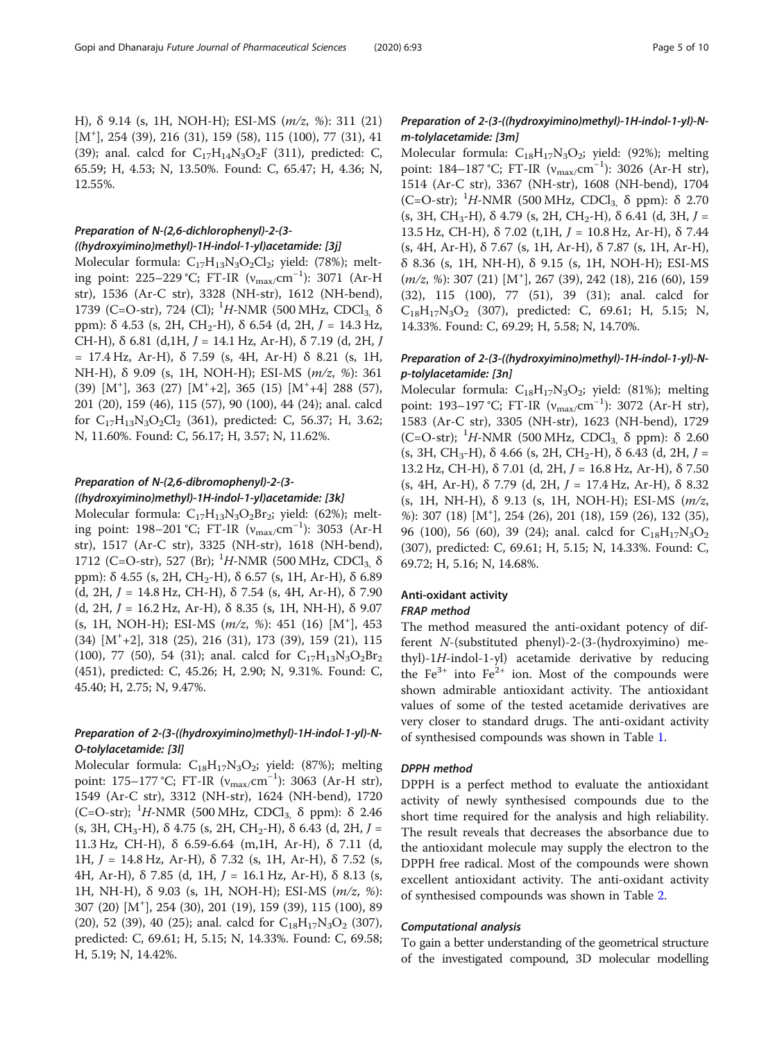H), δ 9.14 (s, 1H, NOH-H); ESI-MS (*m/z*, %): 311 (21) [$M^+$], 254 (39), 216 (31), 159 (58), 115 (100), 77 (31), 41 (39); anal. calcd for $C_{17}H_{14}N_3O_2F$ (311), predicted: C, 65.59; H, 4.53; N, 13.50%. Found: C, 65.47; H, 4.36; N, 12.55%.

#### *Preparation of N-(2,6-dichlorophenyl)-2-(3-((hydroxyimino)methyl)-1H-indol-1-yl)acetamide: [3j]*

Molecular formula: $C_{17}H_{13}N_3O_2Cl_2$; yield: (78%); melting point: 225–229 °C; FT-IR ($\nu_{max}$/$cm^{-1}$): 3071 (Ar-H str), 1536 (Ar-C str), 3328 (NH-str), 1612 (NH-bend), 1739 (C=O-str), 724 (Cl); $^1H$-NMR (500 MHz, $CDCl_3$, δ ppm): δ 4.53 (s, 2H, $CH_2$-H), δ 6.54 (d, 2H, *J* = 14.3 Hz, CH-H), δ 6.81 (d,1H, *J* = 14.1 Hz, Ar-H), δ 7.19 (d, 2H, *J* = 17.4 Hz, Ar-H), δ 7.59 (s, 4H, Ar-H) δ 8.21 (s, 1H, NH-H), δ 9.09 (s, 1H, NOH-H); ESI-MS (*m/z*, %): 361 (39) [$M^+$], 363 (27) [$M^+$+2], 365 (15) [$M^+$+4] 288 (57), 201 (20), 159 (46), 115 (57), 90 (100), 44 (24); anal. calcd for $C_{17}H_{13}N_3O_2Cl_2$ (361), predicted: C, 56.37; H, 3.62; N, 11.60%. Found: C, 56.17; H, 3.57; N, 11.62%.

#### *Preparation of N-(2,6-dibromophenyl)-2-(3-((hydroxyimino)methyl)-1H-indol-1-yl)acetamide: [3k]*

Molecular formula: $C_{17}H_{13}N_3O_2Br_2$; yield: (62%); melting point: 198–201 °C; FT-IR ($\nu_{max}$/$cm^{-1}$): 3053 (Ar-H str), 1517 (Ar-C str), 3325 (NH-str), 1618 (NH-bend), 1712 (C=O-str), 527 (Br); $^1H$-NMR (500 MHz, $CDCl_3$, δ ppm): δ 4.55 (s, 2H, $CH_2$-H), δ 6.57 (s, 1H, Ar-H), δ 6.89 (d, 2H, *J* = 14.8 Hz, CH-H), δ 7.54 (s, 4H, Ar-H), δ 7.90 (d, 2H, *J* = 16.2 Hz, Ar-H), δ 8.35 (s, 1H, NH-H), δ 9.07 (s, 1H, NOH-H); ESI-MS (*m/z*, %): 451 (16) [$M^+$], 453 (34) [$M^+$+2], 318 (25), 216 (31), 173 (39), 159 (21), 115 (100), 77 (50), 54 (31); anal. calcd for $C_{17}H_{13}N_3O_2Br_2$ (451), predicted: C, 45.26; H, 2.90; N, 9.31%. Found: C, 45.40; H, 2.75; N, 9.47%.

#### *Preparation of 2-(3-((hydroxyimino)methyl)-1H-indol-1-yl)-N-O-tolylacetamide: [3l]*

Molecular formula: $C_{18}H_{17}N_3O_2$; yield: (87%); melting point: 175–177 °C; FT-IR ($\nu_{max}$/$cm^{-1}$): 3063 (Ar-H str), 1549 (Ar-C str), 3312 (NH-str), 1624 (NH-bend), 1720 (C=O-str); $^1H$-NMR (500 MHz, $CDCl_3$, δ ppm): δ 2.46 (s, 3H, $CH_3$-H), δ 4.75 (s, 2H, $CH_2$-H), δ 6.43 (d, 2H, *J* = 11.3 Hz, CH-H), δ 6.59-6.64 (m,1H, Ar-H), δ 7.11 (d, 1H, *J* = 14.8 Hz, Ar-H), δ 7.32 (s, 1H, Ar-H), δ 7.52 (s, 4H, Ar-H), δ 7.85 (d, 1H, *J* = 16.1 Hz, Ar-H), δ 8.13 (s, 1H, NH-H), δ 9.03 (s, 1H, NOH-H); ESI-MS (*m/z*, %): 307 (20) [$M^+$], 254 (30), 201 (19), 159 (39), 115 (100), 89 (20), 52 (39), 40 (25); anal. calcd for $C_{18}H_{17}N_3O_2$ (307), predicted: C, 69.61; H, 5.15; N, 14.33%. Found: C, 69.58; H, 5.19; N, 14.42%.

#### *Preparation of 2-(3-((hydroxyimino)methyl)-1H-indol-1-yl)-N-m-tolylacetamide: [3m]*

Molecular formula: $C_{18}H_{17}N_3O_2$; yield: (92%); melting point: 184–187 °C; FT-IR ($\nu_{max}$/$cm^{-1}$): 3026 (Ar-H str), 1514 (Ar-C str), 3367 (NH-str), 1608 (NH-bend), 1704 (C=O-str); $^1H$-NMR (500 MHz, $CDCl_3$, δ ppm): δ 2.70 (s, 3H, $CH_3$-H), δ 4.79 (s, 2H, $CH_2$-H), δ 6.41 (d, 3H, *J* = 13.5 Hz, CH-H), δ 7.02 (t,1H, *J* = 10.8 Hz, Ar-H), δ 7.44 (s, 4H, Ar-H), δ 7.67 (s, 1H, Ar-H), δ 7.87 (s, 1H, Ar-H), δ 8.36 (s, 1H, NH-H), δ 9.15 (s, 1H, NOH-H); ESI-MS (*m/z*, %): 307 (21) [$M^+$], 267 (39), 242 (18), 216 (60), 159 (32), 115 (100), 77 (51), 39 (31); anal. calcd for $C_{18}H_{17}N_3O_2$ (307), predicted: C, 69.61; H, 5.15; N, 14.33%. Found: C, 69.29; H, 5.58; N, 14.70%.

#### *Preparation of 2-(3-((hydroxyimino)methyl)-1H-indol-1-yl)-N-p-tolylacetamide: [3n]*

Molecular formula: $C_{18}H_{17}N_3O_2$; yield: (81%); melting point: 193–197 °C; FT-IR ($\nu_{max}$/$cm^{-1}$): 3072 (Ar-H str), 1583 (Ar-C str), 3305 (NH-str), 1623 (NH-bend), 1729 (C=O-str); $^1H$-NMR (500 MHz, $CDCl_3$, δ ppm): δ 2.60 (s, 3H, $CH_3$-H), δ 4.66 (s, 2H, $CH_2$-H), δ 6.43 (d, 2H, *J* = 13.2 Hz, CH-H), δ 7.01 (d, 2H, *J* = 16.8 Hz, Ar-H), δ 7.50 (s, 4H, Ar-H), δ 7.79 (d, 2H, *J* = 17.4 Hz, Ar-H), δ 8.32 (s, 1H, NH-H), δ 9.13 (s, 1H, NOH-H); ESI-MS (*m/z*, %): 307 (18) [$M^+$], 254 (26), 201 (18), 159 (26), 132 (35), 96 (100), 56 (60), 39 (24); anal. calcd for $C_{18}H_{17}N_3O_2$ (307), predicted: C, 69.61; H, 5.15; N, 14.33%. Found: C, 69.72; H, 5.16; N, 14.68%.

### Anti-oxidant activity

#### *FRAP method*

The method measured the anti-oxidant potency of different *N*-(substituted phenyl)-2-(3-(hydroxyimino) methyl)-1*H*-indol-1-yl) acetamide derivative by reducing the $Fe^{3+}$ into $Fe^{2+}$ ion. Most of the compounds were shown admirable antioxidant activity. The antioxidant values of some of the tested acetamide derivatives are very closer to standard drugs. The anti-oxidant activity of synthesised compounds was shown in Table 1.

#### *DPPH method*

DPPH is a perfect method to evaluate the antioxidant activity of newly synthesised compounds due to the short time required for the analysis and high reliability. The result reveals that decreases the absorbance due to the antioxidant molecule may supply the electron to the DPPH free radical. Most of the compounds were shown excellent antioxidant activity. The anti-oxidant activity of synthesised compounds was shown in Table 2.

#### *Computational analysis*

To gain a better understanding of the geometrical structure of the investigated compound, 3D molecular modelling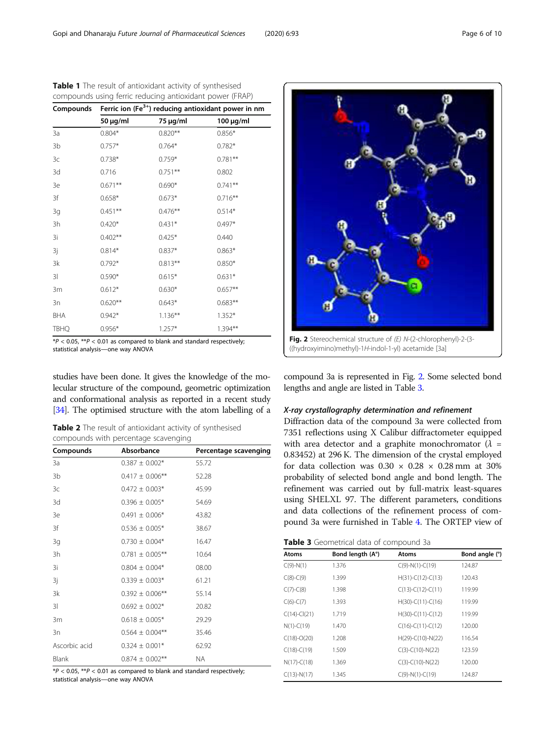**Table 1** The result of antioxidant activity of synthesised compounds using ferric reducing antioxidant power (FRAP)

| Compounds | Ferric ion ($Fe^{3+}$) reducing antioxidant power in nm | | |
|---|---|---|---|
| | 50 μg/ml | 75 μg/ml | 100 μg/ml |
| 3a | 0.804* | 0.820** | 0.856* |
| 3b | 0.757* | 0.764* | 0.782* |
| 3c | 0.738* | 0.759* | 0.781** |
| 3d | 0.716 | 0.751** | 0.802 |
| 3e | 0.671** | 0.690* | 0.741** |
| 3f | 0.658* | 0.673* | 0.716** |
| 3g | 0.451** | 0.476** | 0.514* |
| 3h | 0.420* | 0.431* | 0.497* |
| 3i | 0.402** | 0.425* | 0.440 |
| 3j | 0.814* | 0.837* | 0.863* |
| 3k | 0.792* | 0.813** | 0.850* |
| 3l | 0.590* | 0.615* | 0.631* |
| 3m | 0.612* | 0.630* | 0.657** |
| 3n | 0.620** | 0.643* | 0.683** |
| BHA | 0.942* | 1.136** | 1.352* |
| TBHQ | 0.956* | 1.257* | 1.394** |

*$P < 0.05$, **$P < 0.01$ as compared to blank and standard respectively; statistical analysis—one way ANOVA

studies have been done. It gives the knowledge of the molecular structure of the compound, geometric optimization and conformational analysis as reported in a recent study [34]. The optimised structure with the atom labelling of a compound 3a is represented in Fig. 2. Some selected bond lengths and angle are listed in Table 3.

**Table 2** The result of antioxidant activity of synthesised compounds with percentage scavenging

| Compounds | Absorbance | Percentage scavenging |
|---|---|---|
| 3a | 0.387 ± 0.002* | 55.72 |
| 3b | 0.417 ± 0.006** | 52.28 |
| 3c | 0.472 ± 0.003* | 45.99 |
| 3d | 0.396 ± 0.005* | 54.69 |
| 3e | 0.491 ± 0.006* | 43.82 |
| 3f | 0.536 ± 0.005* | 38.67 |
| 3g | 0.730 ± 0.004* | 16.47 |
| 3h | 0.781 ± 0.005** | 10.64 |
| 3i | 0.804 ± 0.004* | 08.00 |
| 3j | 0.339 ± 0.003* | 61.21 |
| 3k | 0.392 ± 0.006** | 55.14 |
| 3l | 0.692 ± 0.002* | 20.82 |
| 3m | 0.618 ± 0.005* | 29.29 |
| 3n | 0.564 ± 0.004** | 35.46 |
| Ascorbic acid | 0.324 ± 0.001* | 62.92 |
| Blank | 0.874 ± 0.002** | NA |

*$P < 0.05$, **$P < 0.01$ as compared to blank and standard respectively; statistical analysis—one way ANOVA

**Fig. 2** Stereochemical structure of *(E) N*-(2-chlorophenyl)-2-(3-((hydroxyimino)methyl)-1*H*-indol-1-yl) acetamide [3a]

### *X-ray crystallography determination and refinement*

Diffraction data of the compound 3a were collected from 7351 reflections using X Calibur diffractometer equipped with area detector and a graphite monochromator ($\lambda$ = 0.83452) at 296 K. The dimension of the crystal employed for data collection was 0.30 × 0.28 × 0.28 mm at 30% probability of selected bond angle and bond length. The refinement was carried out by full-matrix least-squares using SHELXL 97. The different parameters, conditions and data collections of the refinement process of compound 3a were furnished in Table 4. The ORTEP view of

**Table 3** Geometrical data of compound 3a

| Atoms | Bond length (A°) | Atoms | Bond angle (°) |
|---|---|---|---|
| C(9)-N(1) | 1.376 | C(9)-N(1)-C(19) | 124.87 |
| C(8)-C(9) | 1.399 | H(31)-C(12)-C(13) | 120.43 |
| C(7)-C(8) | 1.398 | C(13)-C(12)-C(11) | 119.99 |
| C(6)-C(7) | 1.393 | H(30)-C(11)-C(16) | 119.99 |
| C(14)-Cl(21) | 1.719 | H(30)-C(11)-C(12) | 119.99 |
| N(1)-C(19) | 1.470 | C(16)-C(11)-C(12) | 120.00 |
| C(18)-O(20) | 1.208 | H(29)-C(10)-N(22) | 116.54 |
| C(18)-C(19) | 1.509 | C(3)-C(10)-N(22) | 123.59 |
| N(17)-C(18) | 1.369 | C(3)-C(10)-N(22) | 120.00 |
| C(13)-N(17) | 1.345 | C(9)-N(1)-C(19) | 124.87 |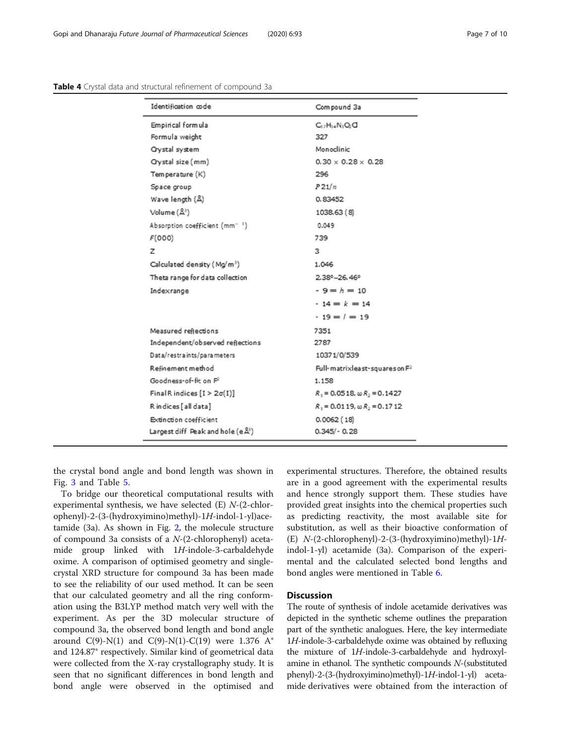**Table 4** Crystal data and structural refinement of compound 3a

| Identification code | Compound 3a |
|---|---|
| Empirical formula | $C_{17}H_{14}N_3O_2Cl$ |
| Formula weight | 327 |
| Crystal system | Monoclinic |
| Crystal size (mm) | 0.30 × 0.28 × 0.28 |
| Temperature (K) | 296 |
| Space group | *P*21/*n* |
| Wave length (Å) | 0.83452 |
| Volume (Å$^3$) | 1038.63 (8) |
| Absorption coefficient (mm$^{-1}$) | 0.049 |
| *F*(000) | 739 |
| Z | 3 |
| Calculated density (Mg/m$^3$) | 1.046 |
| Theta range for data collection | 2.38°–26.46° |
| Index range | $-9 = h = 10$ |
| | $-14 = k = 14$ |
| | $-19 = l = 19$ |
| Measured reflections | 7351 |
| Independent/observed reflections | 2787 |
| Data/restraints/parameters | 10371/0/539 |
| Refinement method | Full-matrix least-squares on $F^2$ |
| Goodness-of-fit on $F^2$ | 1.158 |
| Final R indices [I > 2σ(I)] | $R_1 = 0.0518$, $\omega R_2 = 0.1427$ |
| R indices [all data] | $R_1 = 0.0119$, $\omega R_2 = 0.1712$ |
| Extinction coefficient | 0.0062 (18) |
| Largest diff Peak and hole (eÅ$^3$) | 0.345/- 0.28 |

the crystal bond angle and bond length was shown in Fig. 3 and Table 5.

To bridge our theoretical computational results with experimental synthesis, we have selected (E) *N*-(2-chlorophenyl)-2-(3-(hydroxyimino)methyl)-1*H*-indol-1-yl)acetamide (3a). As shown in Fig. 2, the molecule structure of compound 3a consists of a *N*-(2-chlorophenyl) acetamide group linked with 1*H*-indole-3-carbaldehyde oxime. A comparison of optimised geometry and single-crystal XRD structure for compound 3a has been made to see the reliability of our used method. It can be seen that our calculated geometry and all the ring conformation using the B3LYP method match very well with the experiment. As per the 3D molecular structure of compound 3a, the observed bond length and bond angle around C(9)-N(1) and C(9)-N(1)-C(19) were 1.376 A° and 124.87° respectively. Similar kind of geometrical data were collected from the X-ray crystallography study. It is seen that no significant differences in bond length and bond angle were observed in the optimised and experimental structures. Therefore, the obtained results are in a good agreement with the experimental results and hence strongly support them. These studies have provided great insights into the chemical properties such as predicting reactivity, the most available site for substitution, as well as their bioactive conformation of (E) *N*-(2-chlorophenyl)-2-(3-(hydroxyimino)methyl)-1*H*-indol-1-yl) acetamide (3a). Comparison of the experimental and the calculated selected bond lengths and bond angles were mentioned in Table 6.

## Discussion

The route of synthesis of indole acetamide derivatives was depicted in the synthetic scheme outlines the preparation part of the synthetic analogues. Here, the key intermediate 1*H*-indole-3-carbaldehyde oxime was obtained by refluxing the mixture of 1*H*-indole-3-carbaldehyde and hydroxylamine in ethanol. The synthetic compounds *N*-(substituted phenyl)-2-(3-(hydroxyimino)methyl)-1*H*-indol-1-yl) acetamide derivatives were obtained from the interaction of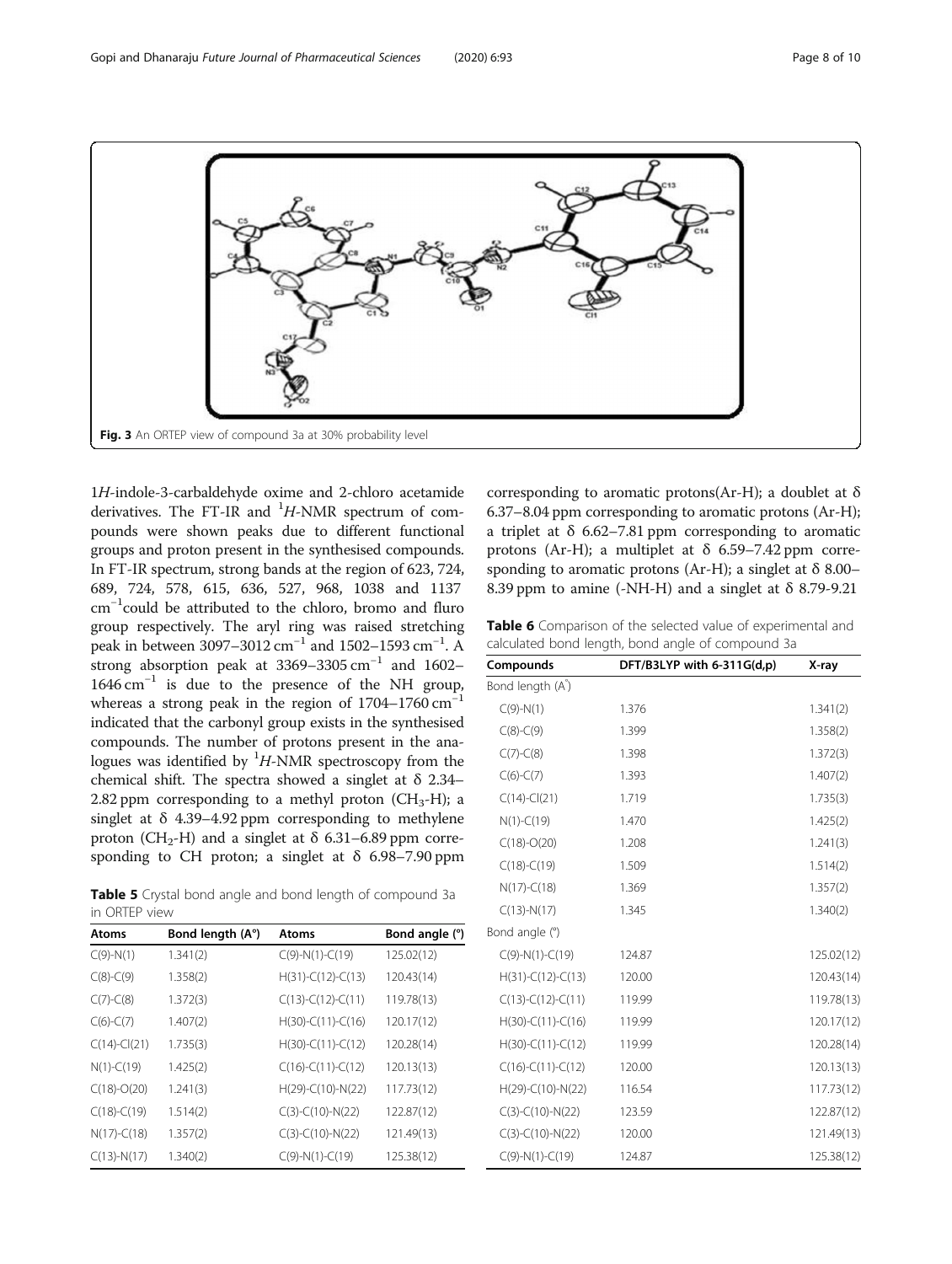Fig. 3 An ORTEP view of compound 3a at 30% probability level

1H-indole-3-carbaldehyde oxime and 2-chloro acetamide derivatives. The FT-IR and $^{1}H$-NMR spectrum of compounds were shown peaks due to different functional groups and proton present in the synthesised compounds. In FT-IR spectrum, strong bands at the region of 623, 724, 689, 724, 578, 615, 636, 527, 968, 1038 and 1137 $cm^{-1}$could be attributed to the chloro, bromo and fluro group respectively. The aryl ring was raised stretching peak in between 3097–3012 $cm^{-1}$ and 1502–1593 $cm^{-1}$. A strong absorption peak at 3369–3305 $cm^{-1}$ and 1602–1646 $cm^{-1}$ is due to the presence of the NH group, whereas a strong peak in the region of 1704–1760 $cm^{-1}$ indicated that the carbonyl group exists in the synthesised compounds. The number of protons present in the analogues was identified by $^{1}H$-NMR spectroscopy from the chemical shift. The spectra showed a singlet at δ 2.34–2.82 ppm corresponding to a methyl proton ($CH_3$-H); a singlet at δ 4.39–4.92 ppm corresponding to methylene proton ($CH_2$-H) and a singlet at δ 6.31–6.89 ppm corresponding to CH proton; a singlet at δ 6.98–7.90 ppm corresponding to aromatic protons(Ar-H); a doublet at δ 6.37–8.04 ppm corresponding to aromatic protons (Ar-H); a triplet at δ 6.62–7.81 ppm corresponding to aromatic protons (Ar-H); a multiplet at δ 6.59–7.42 ppm corresponding to aromatic protons (Ar-H); a singlet at δ 8.00–8.39 ppm to amine (-NH-H) and a singlet at δ 8.79-9.21

**Table 5** Crystal bond angle and bond length of compound 3a in ORTEP view

| Atoms | Bond length (A°) | Atoms | Bond angle (°) |
|---|---|---|---|
| C(9)-N(1) | 1.341(2) | C(9)-N(1)-C(19) | 125.02(12) |
| C(8)-C(9) | 1.358(2) | H(31)-C(12)-C(13) | 120.43(14) |
| C(7)-C(8) | 1.372(3) | C(13)-C(12)-C(11) | 119.78(13) |
| C(6)-C(7) | 1.407(2) | H(30)-C(11)-C(16) | 120.17(12) |
| C(14)-Cl(21) | 1.735(3) | H(30)-C(11)-C(12) | 120.28(14) |
| N(1)-C(19) | 1.425(2) | C(16)-C(11)-C(12) | 120.13(13) |
| C(18)-O(20) | 1.241(3) | H(29)-C(10)-N(22) | 117.73(12) |
| C(18)-C(19) | 1.514(2) | C(3)-C(10)-N(22) | 122.87(12) |
| N(17)-C(18) | 1.357(2) | C(3)-C(10)-N(22) | 121.49(13) |
| C(13)-N(17) | 1.340(2) | C(9)-N(1)-C(19) | 125.38(12) |

**Table 6** Comparison of the selected value of experimental and calculated bond length, bond angle of compound 3a

| Compounds | DFT/B3LYP with 6-311G(d,p) | X-ray |
|---|---|---|
| Bond length (Å) | | |
| C(9)-N(1) | 1.376 | 1.341(2) |
| C(8)-C(9) | 1.399 | 1.358(2) |
| C(7)-C(8) | 1.398 | 1.372(3) |
| C(6)-C(7) | 1.393 | 1.407(2) |
| C(14)-Cl(21) | 1.719 | 1.735(3) |
| N(1)-C(19) | 1.470 | 1.425(2) |
| C(18)-O(20) | 1.208 | 1.241(3) |
| C(18)-C(19) | 1.509 | 1.514(2) |
| N(17)-C(18) | 1.369 | 1.357(2) |
| C(13)-N(17) | 1.345 | 1.340(2) |
| Bond angle (°) | | |
| C(9)-N(1)-C(19) | 124.87 | 125.02(12) |
| H(31)-C(12)-C(13) | 120.00 | 120.43(14) |
| C(13)-C(12)-C(11) | 119.99 | 119.78(13) |
| H(30)-C(11)-C(16) | 119.99 | 120.17(12) |
| H(30)-C(11)-C(12) | 119.99 | 120.28(14) |
| C(16)-C(11)-C(12) | 120.00 | 120.13(13) |
| H(29)-C(10)-N(22) | 116.54 | 117.73(12) |
| C(3)-C(10)-N(22) | 123.59 | 122.87(12) |
| C(3)-C(10)-N(22) | 120.00 | 121.49(13) |
| C(9)-N(1)-C(19) | 124.87 | 125.38(12) |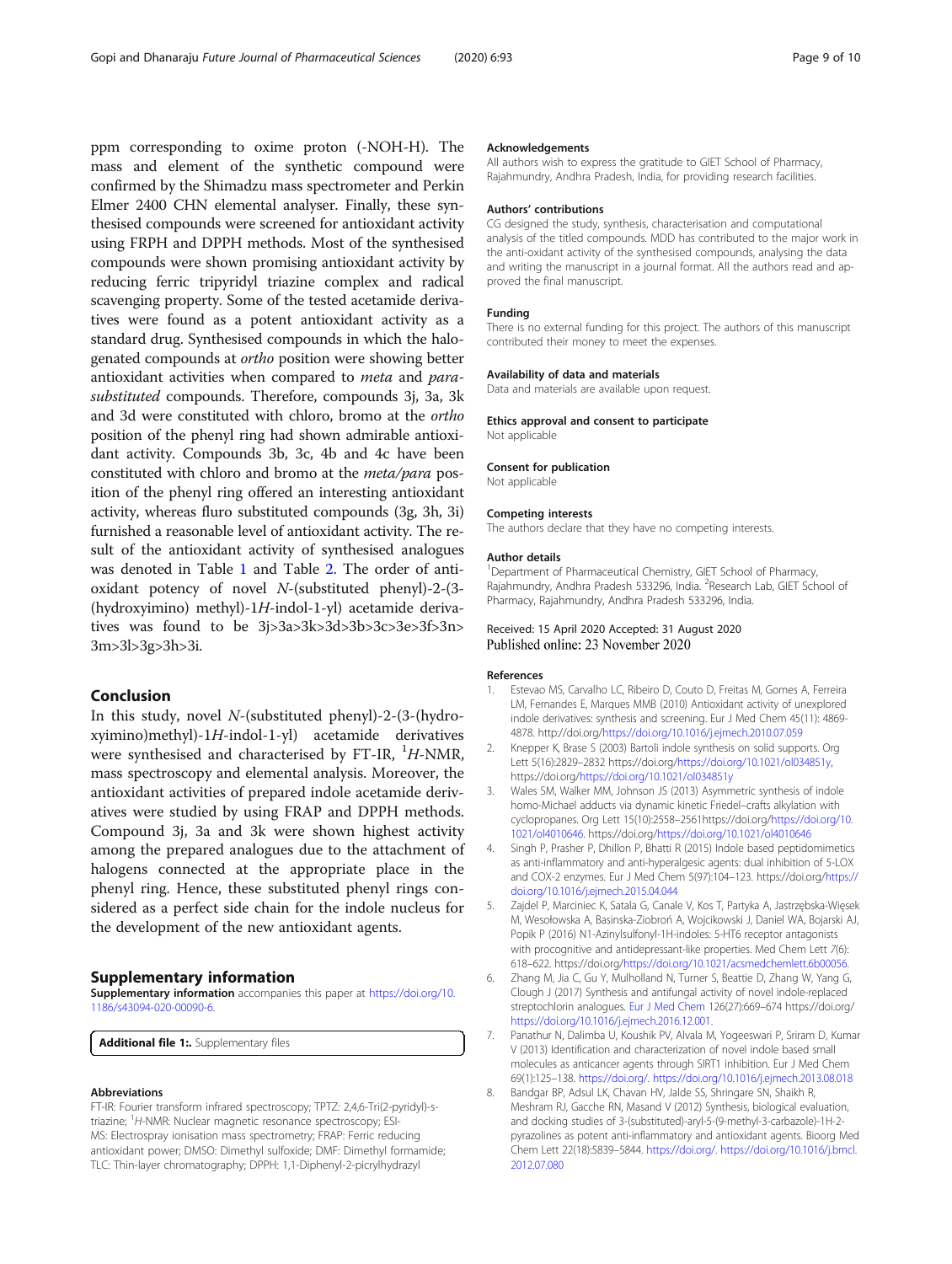ppm corresponding to oxime proton (-NOH-H). The mass and element of the synthetic compound were confirmed by the Shimadzu mass spectrometer and Perkin Elmer 2400 CHN elemental analyser. Finally, these synthesised compounds were screened for antioxidant activity using FRPH and DPPH methods. Most of the synthesised compounds were shown promising antioxidant activity by reducing ferric tripyridyl triazine complex and radical scavenging property. Some of the tested acetamide derivatives were found as a potent antioxidant activity as a standard drug. Synthesised compounds in which the halogenated compounds at *ortho* position were showing better antioxidant activities when compared to *meta* and *para-substituted* compounds. Therefore, compounds 3j, 3a, 3k and 3d were constituted with chloro, bromo at the *ortho* position of the phenyl ring had shown admirable antioxidant activity. Compounds 3b, 3c, 4b and 4c have been constituted with chloro and bromo at the *meta/para* position of the phenyl ring offered an interesting antioxidant activity, whereas fluro substituted compounds (3g, 3h, 3i) furnished a reasonable level of antioxidant activity. The result of the antioxidant activity of synthesised analogues was denoted in Table 1 and Table 2. The order of antioxidant potency of novel *N*-(substituted phenyl)-2-(3-(hydroxyimino) methyl)-1*H*-indol-1-yl) acetamide derivatives was found to be 3j>3a>3k>3d>3b>3c>3e>3f>3n>3m>3l>3g>3h>3i.

## Conclusion

In this study, novel *N*-(substituted phenyl)-2-(3-(hydroxyimino)methyl)-1*H*-indol-1-yl) acetamide derivatives were synthesised and characterised by FT-IR, $^{1}H$-NMR, mass spectroscopy and elemental analysis. Moreover, the antioxidant activities of prepared indole acetamide derivatives were studied by using FRAP and DPPH methods. Compound 3j, 3a and 3k were shown highest activity among the prepared analogues due to the attachment of halogens connected at the appropriate place in the phenyl ring. Hence, these substituted phenyl rings considered as a perfect side chain for the indole nucleus for the development of the new antioxidant agents.

## Supplementary information

**Supplementary information** accompanies this paper at https://doi.org/10.1186/s43094-020-00090-6.

**Additional file 1:.** Supplementary files

### Abbreviations

FT-IR: Fourier transform infrared spectroscopy; TPTZ: 2,4,6-Tri(2-pyridyl)-s-triazine; $^{1}H$-NMR: Nuclear magnetic resonance spectroscopy; ESI-MS: Electrospray ionisation mass spectrometry; FRAP: Ferric reducing antioxidant power; DMSO: Dimethyl sulfoxide; DMF: Dimethyl formamide; TLC: Thin-layer chromatography; DPPH: 1,1-Diphenyl-2-picrylhydrazyl

### Acknowledgements

All authors wish to express the gratitude to GIET School of Pharmacy, Rajahmundry, Andhra Pradesh, India, for providing research facilities.

### Authors' contributions

CG designed the study, synthesis, characterisation and computational analysis of the titled compounds. MDD has contributed to the major work in the anti-oxidant activity of the synthesised compounds, analysing the data and writing the manuscript in a journal format. All the authors read and approved the final manuscript.

### Funding

There is no external funding for this project. The authors of this manuscript contributed their money to meet the expenses.

### Availability of data and materials

Data and materials are available upon request.

### Ethics approval and consent to participate

Not applicable

### Consent for publication

Not applicable

### Competing interests

The authors declare that they have no competing interests.

### Author details

[1]Department of Pharmaceutical Chemistry, GIET School of Pharmacy, Rajahmundry, Andhra Pradesh 533296, India. [2]Research Lab, GIET School of Pharmacy, Rajahmundry, Andhra Pradesh 533296, India.

Received: 15 April 2020 Accepted: 31 August 2020
Published online: 23 November 2020

### References

1. Estevao MS, Carvalho LC, Ribeiro D, Couto D, Freitas M, Gomes A, Ferreira LM, Fernandes E, Marques MMB (2010) Antioxidant activity of unexplored indole derivatives: synthesis and screening. Eur J Med Chem 45(11): 4869-4878. http://doi.org/https://doi.org/10.1016/j.ejmech.2010.07.059
2. Knepper K, Brase S (2003) Bartoli indole synthesis on solid supports. Org Lett 5(16):2829–2832 https://doi.org/https://doi.org/10.1021/ol034851y, https://doi.org/https://doi.org/10.1021/ol034851y
3. Wales SM, Walker MM, Johnson JS (2013) Asymmetric synthesis of indole homo-Michael adducts via dynamic kinetic Friedel–crafts alkylation with cyclopropanes. Org Lett 15(10):2558–2561https://doi.org/https://doi.org/10.1021/ol4010646. https://doi.org/https://doi.org/10.1021/ol4010646
4. Singh P, Prasher P, Dhillon P, Bhatti R (2015) Indole based peptidomimetics as anti-inflammatory and anti-hyperalgesic agents: dual inhibition of 5-LOX and COX-2 enzymes. Eur J Med Chem 5(97):104–123. https://doi.org/https://doi.org/10.1016/j.ejmech.2015.04.044
5. Zajdel P, Marciniec K, Satala G, Canale V, Kos T, Partyka A, Jastrzębska-Więsek M, Wesołowska A, Basinska-Ziobroń A, Wojcikowski J, Daniel WA, Bojarski AJ, Popik P (2016) N1-Azinylsulfonyl-1H-indoles: 5-HT6 receptor antagonists with procognitive and antidepressant-like properties. Med Chem Lett 7(6): 618–622. https://doi.org/https://doi.org/10.1021/acsmedchemlett.6b00056.
6. Zhang M, Jia C, Gu Y, Mulholland N, Turner S, Beattie D, Zhang W, Yang G, Clough J (2017) Synthesis and antifungal activity of novel indole-replaced streptochlorin analogues. Eur J Med Chem 126(27):669–674 https://doi.org/https://doi.org/10.1016/j.ejmech.2016.12.001.
7. Panathur N, Dalimba U, Koushik PV, Alvala M, Yogeeswari P, Sriram D, Kumar V (2013) Identification and characterization of novel indole based small molecules as anticancer agents through SIRT1 inhibition. Eur J Med Chem 69(1):125–138. https://doi.org/. https://doi.org/10.1016/j.ejmech.2013.08.018
8. Bandgar BP, Adsul LK, Chavan HV, Jalde SS, Shringare SN, Shaikh R, Meshram RJ, Gacche RN, Masand V (2012) Synthesis, biological evaluation, and docking studies of 3-(substituted)-aryl-5-(9-methyl-3-carbazole)-1H-2-pyrazolines as potent anti-inflammatory and antioxidant agents. Bioorg Med Chem Lett 22(18):5839–5844. https://doi.org/. https://doi.org/10.1016/j.bmcl.2012.07.080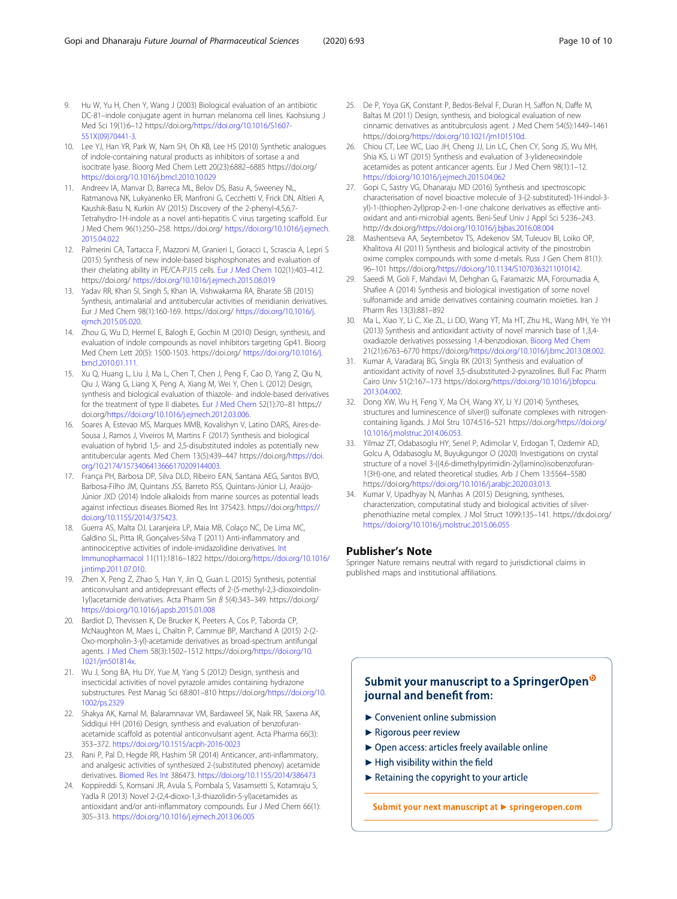9. Hu W, Yu H, Chen Y, Wang J (2003) Biological evaluation of an antibiotic DC-81–indole conjugate agent in human melanoma cell lines. Kaohsiung J Med Sci 19(1):6–12 https://doi.org/https://doi.org/10.1016/S1607-551X(09)70441-3.
10. Lee YJ, Han YR, Park W, Nam SH, Oh KB, Lee HS (2010) Synthetic analogues of indole-containing natural products as inhibitors of sortase a and isocitrate lyase. Bioorg Med Chem Lett 20(23):6882–6885 https://doi.org/https://doi.org/10.1016/j.bmcl.2010.10.029
11. Andreev IA, Manvar D, Barreca ML, Belov DS, Basu A, Sweeney NL, Ratmanova NK, Lukyanenko ER, Manfroni G, Cecchetti V, Frick DN, Altieri A, Kaushik-Basu N, Kurkin AV (2015) Discovery of the 2-phenyl-4,5,6,7-Tetrahydro-1H-indole as a novel anti-hepatitis C virus targeting scaffold. Eur J Med Chem 96(1):250–258. https://doi.org/ https://doi.org/10.1016/j.ejmech.2015.04.022
12. Palmerini CA, Tartacca F, Mazzoni M, Granieri L, Goracci L, Scrascia A, Lepri S (2015) Synthesis of new indole-based bisphosphonates and evaluation of their chelating ability in PE/CA-PJ15 cells. Eur J Med Chem 102(1):403–412. https://doi.org/ https://doi.org/10.1016/j.ejmech.2015.08.019
13. Yadav RR, Khan SI, Singh S, Khan IA, Vishwakarma RA, Bharate SB (2015) Synthesis, antimalarial and antitubercular activities of meridianin derivatives. Eur J Med Chem 98(1):160-169. https://doi.org/ https://doi.org/10.1016/j.ejmch.2015.05.020.
14. Zhou G, Wu D, Hermel E, Balogh E, Gochin M (2010) Design, synthesis, and evaluation of indole compounds as novel inhibitors targeting Gp41. Bioorg Med Chem Lett 20(5): 1500-1503. https://doi.org/ https://doi.org/10.1016/j.bmcl.2010.01.111.
15. Xu Q, Huang L, Liu J, Ma L, Chen T, Chen J, Peng F, Cao D, Yang Z, Qiu N, Qiu J, Wang G, Liang X, Peng A, Xiang M, Wei Y, Chen L (2012) Design, synthesis and biological evaluation of thiazole- and indole-based derivatives for the treatment of type II diabetes. Eur J Med Chem 52(1):70–81 https://doi.org/https://doi.org/10.1016/j.ejmech.2012.03.006.
16. Soares A, Estevao MS, Marques MMB, Kovalishyn V, Latino DARS, Aires-de-Sousa J, Ramos J, Viveiros M, Martins F (2017) Synthesis and biological evaluation of hybrid 1,5- and 2,5-disubstituted indoles as potentially new antitubercular agents. Med Chem 13(5):439–447 https://doi.org/https://doi.org/10.2174/1573406413666170209144003.
17. França PH, Barbosa DP, Silva DLD, Ribeiro EAN, Santana AEG, Santos BVO, Barbosa-Filho JM, Quintans JSS, Barreto RSS, Quintans-Júnior LJ, Araújo-Júnior JXD (2014) Indole alkaloids from marine sources as potential leads against infectious diseases Biomed Res Int 375423. https://doi.org/https://doi.org/10.1155/2014/375423.
18. Guerra AS, Malta DJ, Laranjeira LP, Maia MB, Colaço NC, De Lima MC, Galdino SL, Pitta IR, Gonçalves-Silva T (2011) Anti-inflammatory and antinociceptive activities of indole-imidazolidine derivatives. Int Immunopharmacol 11(11):1816–1822 https://doi.org/https://doi.org/10.1016/j.intimp.2011.07.010.
19. Zhen X, Peng Z, Zhao S, Han Y, Jin Q, Guan L (2015) Synthesis, potential anticonvulsant and antidepressant effects of 2-(5-methyl-2,3-dioxoindolin-1yl)acetamide derivatives. Acta Pharm Sin *B* 5(4):343–349. https://doi.org/ https://doi.org/10.1016/j.apsb.2015.01.008
20. Bardiot D, Thevissen K, De Brucker K, Peeters A, Cos P, Taborda CP, McNaughton M, Maes L, Chaltin P, Cammue BP, Marchand A (2015) 2-(2-Oxo-morpholin-3-yl)-acetamide derivatives as broad-spectrum antifungal agents. J Med Chem 58(3):1502–1512 https://doi.org/https://doi.org/10.1021/jm501814x.
21. Wu J, Song BA, Hu DY, Yue M, Yang S (2012) Design, synthesis and insecticidal activities of novel pyrazole amides containing hydrazone substructures. Pest Manag Sci 68:801–810 https://doi.org/https://doi.org/10.1002/ps.2329
22. Shakya AK, Kamal M, Balaramnavar VM, Bardaweel SK, Naik RR, Saxena AK, Siddiqui HH (2016) Design, synthesis and evaluation of benzofuran-acetamide scaffold as potential anticonvulsant agent. Acta Pharma 66(3): 353–372. https://doi.org/10.1515/acph-2016-0023
23. Rani P, Pal D, Hegde RR, Hashim SR (2014) Anticancer, anti-inflammatory, and analgesic activities of synthesized 2-(substituted phenoxy) acetamide derivatives. Biomed Res Int 386473. https://doi.org/10.1155/2014/386473
24. Koppireddi S, Komsani JR, Avula S, Pombala S, Vasamsetti S, Kotamraju S, Yadla R (2013) Novel 2-(2,4-dioxo-1,3-thiazolidin-5-yl)acetamides as antioxidant and/or anti-inflammatory compounds. Eur J Med Chem 66(1): 305–313. https://doi.org/10.1016/j.ejmech.2013.06.005
25. De P, Yoya GK, Constant P, Bedos-Belval F, Duran H, Saffon N, Daffe M, Baltas M (2011) Design, synthesis, and biological evaluation of new cinnamic derivatives as antitubrculosis agent. J Med Chem 54(5):1449–1461 https://doi.org/https://doi.org/10.1021/jm101510d.
26. Chiou CT, Lee WC, Liao JH, Cheng JJ, Lin LC, Chen CY, Song JS, Wu MH, Shia KS, Li WT (2015) Synthesis and evaluation of 3-ylideneoxindole acetamides as potent anticancer agents. Eur J Med Chem 98(1):1–12. https://doi.org/10.1016/j.ejmech.2015.04.062
27. Gopi C, Sastry VG, Dhanaraju MD (2016) Synthesis and spectroscopic characterisation of novel bioactive molecule of 3-(2-substituted)-1H-indol-3-yl)-1-(thiophen-2yl)prop-2-en-1-one chalcone derivatives as effective anti-oxidant and anti-microbial agents. Beni-Seuf Univ J Appl Sci 5:236–243. http://dx.doi.org/https://doi.org/10.1016/j.bjbas.2016.08.004
28. Mashentseva AA, Seytembetov TS, Adekenov SM, Tuleuov BI, Loiko OP, Khalitova AI (2011) Synthesis and biological activity of the pinostrobin oxime complex compounds with some d-metals. Russ J Gen Chem 81(1): 96–101 https://doi.org/https://doi.org/10.1134/S1070363211010142.
29. Saeedi M, Goli F, Mahdavi M, Dehghan G, Faramarzic MA, Foroumadia A, Shafiee A (2014) Synthesis and biological investigation of some novel sulfonamide and amide derivatives containing coumarin moieties. Iran J Pharm Res 13(3):881–892
30. Ma L, Xiao Y, Li C, Xie ZL, Li DD, Wang YT, Ma HT, Zhu HL, Wang MH, Ye YH (2013) Synthesis and antioxidant activity of novel mannich base of 1,3,4-oxadiazole derivatives possessing 1,4-benzodioxan. Bioorg Med Chem 21(21):6763–6770 https://doi.org/https://doi.org/10.1016/j.bmc.2013.08.002.
31. Kumar A, Varadaraj BG, Singla RK (2013) Synthesis and evaluation of antioxidant activity of novel 3,5-disubstituted-2-pyrazolines. Bull Fac Pharm Cairo Univ 51(2:167–173 https://doi.org/https://doi.org/10.1016/j.bfopcu.2013.04.002.
32. Dong XW, Wu H, Feng Y, Ma CH, Wang XY, Li YJ (2014) Syntheses, structures and luminescence of silver(I) sulfonate complexes with nitrogen-containing ligands. J Mol Stru 1074:516–521 https://doi.org/https://doi.org/10.1016/j.molstruc.2014.06.053.
33. Yilmaz ZT, Odabasoglu HY, Senel P, Adimcilar V, Erdogan T, Ozdemir AD, Golcu A, Odabasoglu M, Buyukgungor O (2020) Investigations on crystal structure of a novel 3-((4,6-dimethylpyrimidin-2yl)amino)isobenzofuran-1(3H)-one, and related theoretical studies. Arb J Chem 13:5564–5580 https://doi.org/https://doi.org/10.1016/j.arabjc.2020.03.013.
34. Kumar V, Upadhyay N, Manhas A (2015) Designing, syntheses, characterization, computatinal study and biological activities of silver-phenothiazine metal complex. J Mol Struct 1099:135–141. https://dx.doi.org/https://doi.org/10.1016/j.molstruc.2015.06.055

## Publisher's Note

Springer Nature remains neutral with regard to jurisdictional claims in published maps and institutional affiliations.

**Submit your manuscript to a SpringerOpen journal and benefit from:**

- ► Convenient online submission
- ► Rigorous peer review
- ► Open access: articles freely available online
- ► High visibility within the field
- ► Retaining the copyright to your article

**Submit your next manuscript at ► springeropen.com**